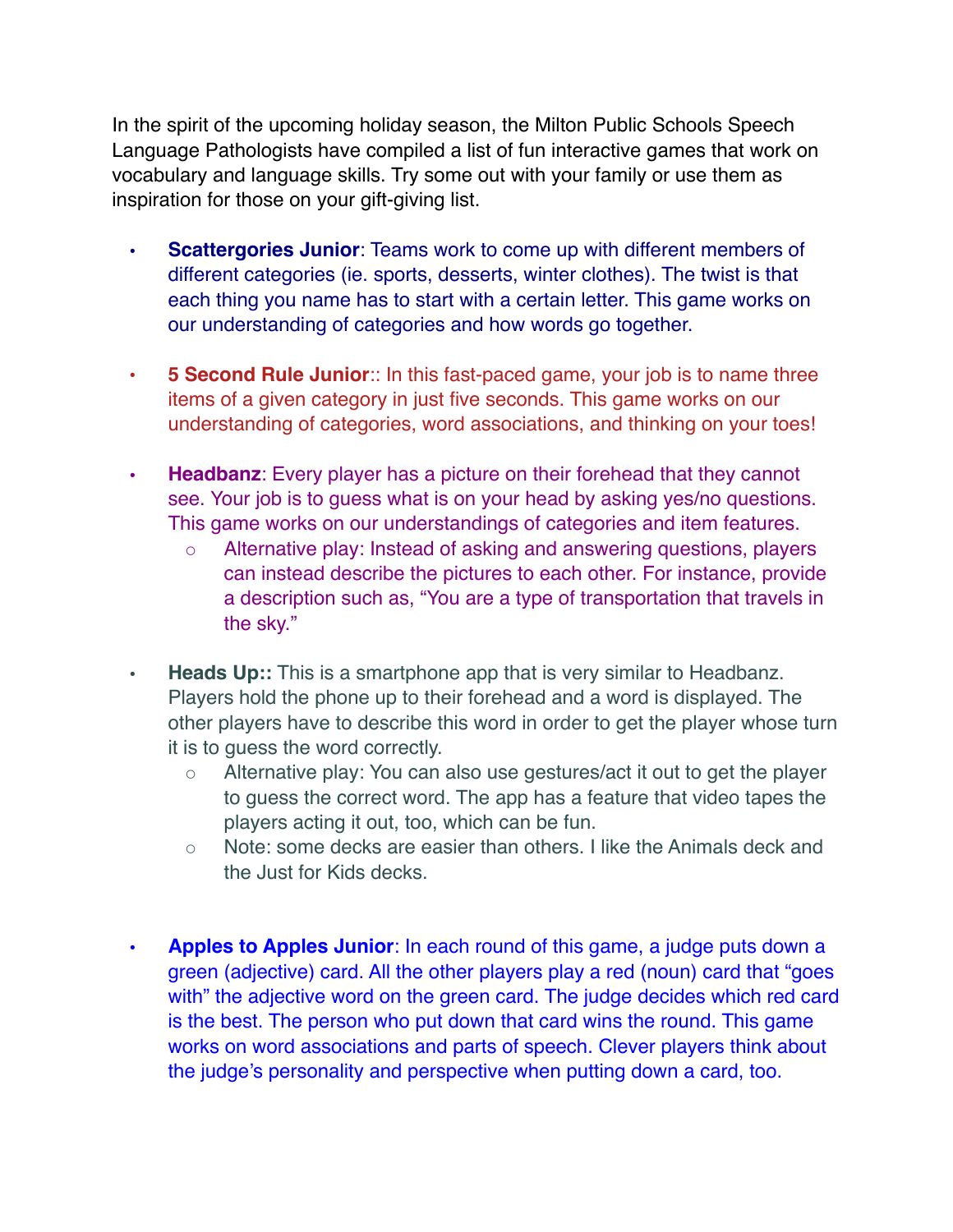In the spirit of the upcoming holiday season, the Milton Public Schools Speech Language Pathologists have compiled a list of fun interactive games that work on vocabulary and language skills. Try some out with your family or use them as inspiration for those on your gift-giving list.

- **Scattergories Junior**: Teams work to come up with different members of different categories (ie. sports, desserts, winter clothes). The twist is that each thing you name has to start with a certain letter. This game works on our understanding of categories and how words go together.

- **5 Second Rule Junior**:: In this fast-paced game, your job is to name three items of a given category in just five seconds. This game works on our understanding of categories, word associations, and thinking on your toes!

- **Headbanz**: Every player has a picture on their forehead that they cannot see. Your job is to guess what is on your head by asking yes/no questions. This game works on our understandings of categories and item features.
  - Alternative play: Instead of asking and answering questions, players can instead describe the pictures to each other. For instance, provide a description such as, "You are a type of transportation that travels in the sky."

- **Heads Up::** This is a smartphone app that is very similar to Headbanz. Players hold the phone up to their forehead and a word is displayed. The other players have to describe this word in order to get the player whose turn it is to guess the word correctly.
  - Alternative play: You can also use gestures/act it out to get the player to guess the correct word. The app has a feature that video tapes the players acting it out, too, which can be fun.
  - Note: some decks are easier than others. I like the Animals deck and the Just for Kids decks.

- **Apples to Apples Junior**: In each round of this game, a judge puts down a green (adjective) card. All the other players play a red (noun) card that "goes with" the adjective word on the green card. The judge decides which red card is the best. The person who put down that card wins the round. This game works on word associations and parts of speech. Clever players think about the judge's personality and perspective when putting down a card, too.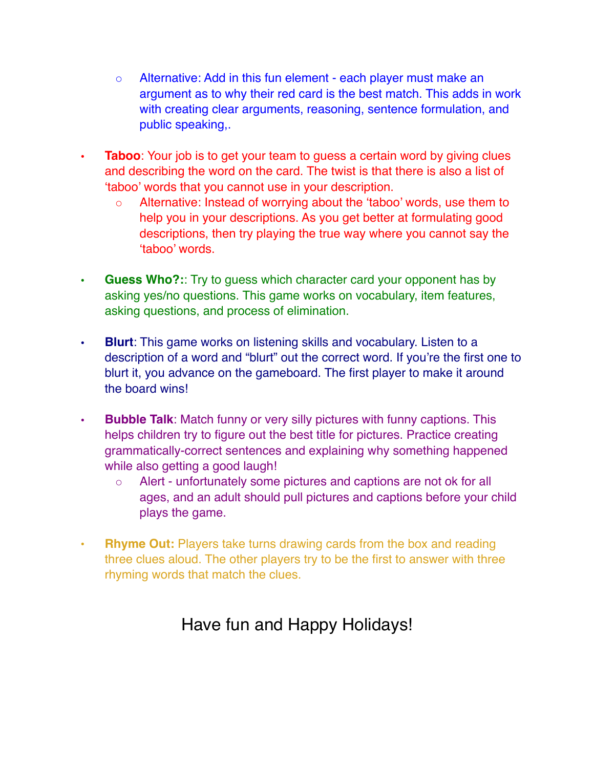- Alternative: Add in this fun element - each player must make an argument as to why their red card is the best match. This adds in work with creating clear arguments, reasoning, sentence formulation, and public speaking,.

- **Taboo**: Your job is to get your team to guess a certain word by giving clues and describing the word on the card. The twist is that there is also a list of 'taboo' words that you cannot use in your description.
  - Alternative: Instead of worrying about the 'taboo' words, use them to help you in your descriptions. As you get better at formulating good descriptions, then try playing the true way where you cannot say the 'taboo' words.

- **Guess Who?:**: Try to guess which character card your opponent has by asking yes/no questions. This game works on vocabulary, item features, asking questions, and process of elimination.

- **Blurt**: This game works on listening skills and vocabulary. Listen to a description of a word and "blurt" out the correct word. If you're the first one to blurt it, you advance on the gameboard. The first player to make it around the board wins!

- **Bubble Talk**: Match funny or very silly pictures with funny captions. This helps children try to figure out the best title for pictures. Practice creating grammatically-correct sentences and explaining why something happened while also getting a good laugh!
  - Alert - unfortunately some pictures and captions are not ok for all ages, and an adult should pull pictures and captions before your child plays the game.

- **Rhyme Out:** Players take turns drawing cards from the box and reading three clues aloud. The other players try to be the first to answer with three rhyming words that match the clues.

Have fun and Happy Holidays!